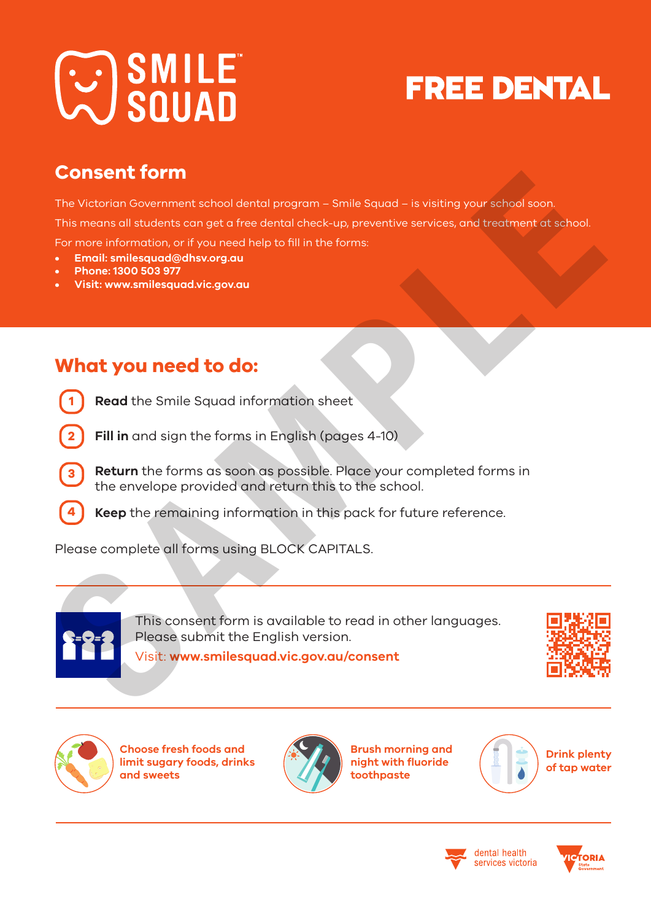# SMILE SQUAD

# FREE DENTAL

## Consent form

The Victorian Government school dental program – Smile Squad – is visiting your school soon.

This means all students can get a free dental check-up, preventive services, and treatment at school.

For more information, or if you need help to fill in the forms:

- **Email: smilesquad@dhsv.org.au**
- **Phone: 1300 503 977**
- **Visit: www.smilesquad.vic.gov.au**

## What you need to do:

1. **Read** the Smile Squad information sheet
2. **Fill in** and sign the forms in English (pages 4-10)
3. **Return** the forms as soon as possible. Place your completed forms in the envelope provided and return this to the school.
4. **Keep** the remaining information in this pack for future reference.

Please complete all forms using BLOCK CAPITALS.

This consent form is available to read in other languages. Please submit the English version.

Visit: **www.smilesquad.vic.gov.au/consent**

**Choose fresh foods and limit sugary foods, drinks and sweets**

**Brush morning and night with fluoride toothpaste**

**Drink plenty of tap water**

dental health services victoria

VICTORIA State Government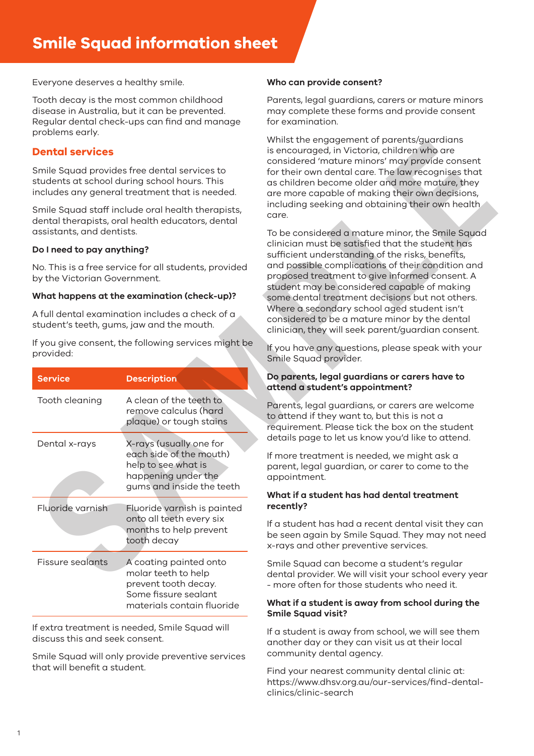# Smile Squad information sheet

Everyone deserves a healthy smile.

Tooth decay is the most common childhood disease in Australia, but it can be prevented. Regular dental check-ups can find and manage problems early.

## Dental services

Smile Squad provides free dental services to students at school during school hours. This includes any general treatment that is needed.

Smile Squad staff include oral health therapists, dental therapists, oral health educators, dental assistants, and dentists.

### Do I need to pay anything?

No. This is a free service for all students, provided by the Victorian Government.

### What happens at the examination (check-up)?

A full dental examination includes a check of a student's teeth, gums, jaw and the mouth.

If you give consent, the following services might be provided:

| Service | Description |
| --- | --- |
| Tooth cleaning | A clean of the teeth to remove calculus (hard plaque) or tough stains |
| Dental x-rays | X-rays (usually one for each side of the mouth) help to see what is happening under the gums and inside the teeth |
| Fluoride varnish | Fluoride varnish is painted onto all teeth every six months to help prevent tooth decay |
| Fissure sealants | A coating painted onto molar teeth to help prevent tooth decay. Some fissure sealant materials contain fluoride |

If extra treatment is needed, Smile Squad will discuss this and seek consent.

Smile Squad will only provide preventive services that will benefit a student.

### Who can provide consent?

Parents, legal guardians, carers or mature minors may complete these forms and provide consent for examination.

Whilst the engagement of parents/guardians is encouraged, in Victoria, children who are considered 'mature minors' may provide consent for their own dental care. The law recognises that as children become older and more mature, they are more capable of making their own decisions, including seeking and obtaining their own health care.

To be considered a mature minor, the Smile Squad clinician must be satisfied that the student has sufficient understanding of the risks, benefits, and possible complications of their condition and proposed treatment to give informed consent. A student may be considered capable of making some dental treatment decisions but not others. Where a secondary school aged student isn't considered to be a mature minor by the dental clinician, they will seek parent/guardian consent.

If you have any questions, please speak with your Smile Squad provider.

### Do parents, legal guardians or carers have to attend a student's appointment?

Parents, legal guardians, or carers are welcome to attend if they want to, but this is not a requirement. Please tick the box on the student details page to let us know you'd like to attend.

If more treatment is needed, we might ask a parent, legal guardian, or carer to come to the appointment.

### What if a student has had dental treatment recently?

If a student has had a recent dental visit they can be seen again by Smile Squad. They may not need x-rays and other preventive services.

Smile Squad can become a student's regular dental provider. We will visit your school every year - more often for those students who need it.

### What if a student is away from school during the Smile Squad visit?

If a student is away from school, we will see them another day or they can visit us at their local community dental agency.

Find your nearest community dental clinic at: https://www.dhsv.org.au/our-services/find-dental-clinics/clinic-search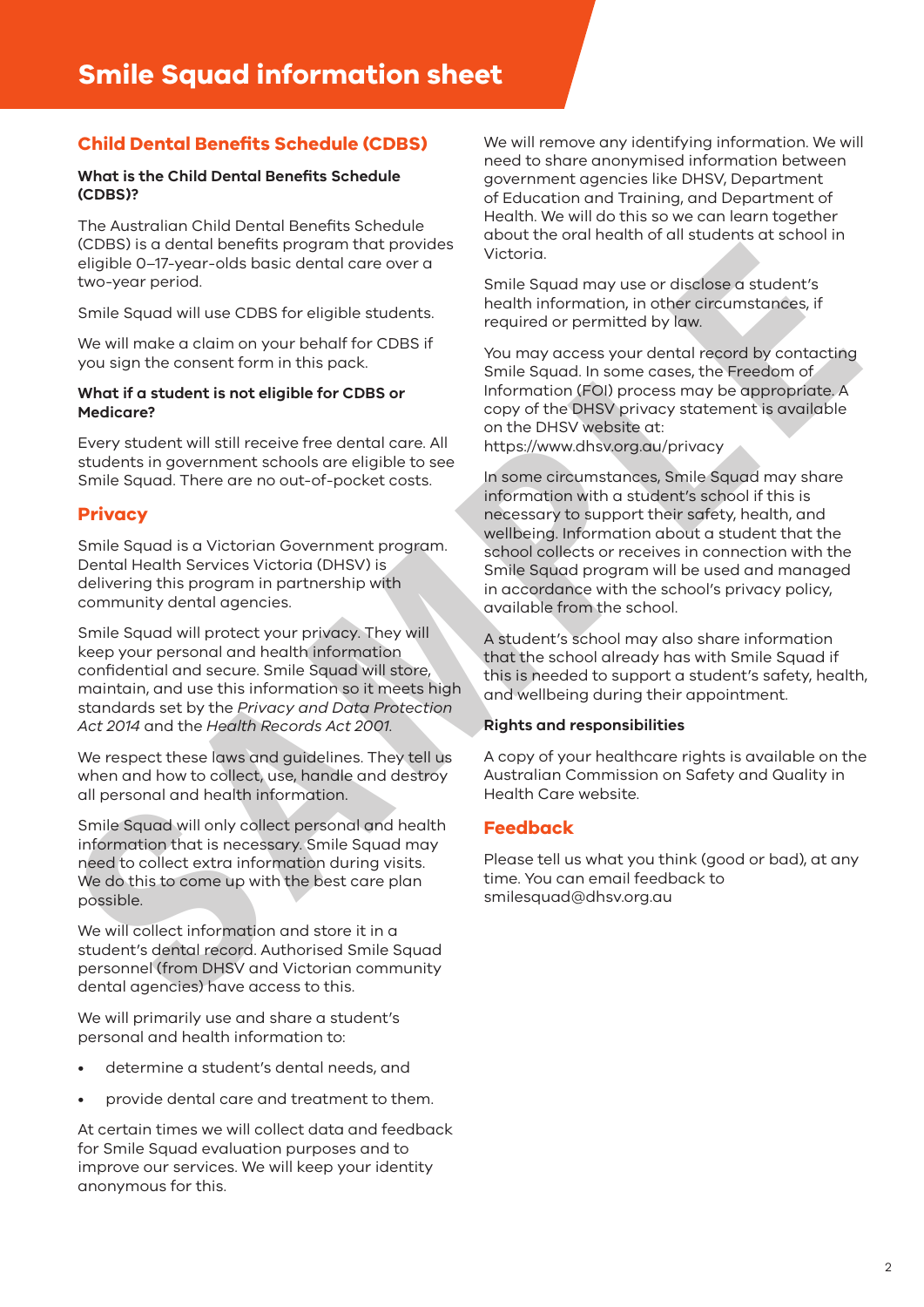# Smile Squad information sheet

## Child Dental Benefits Schedule (CDBS)

**What is the Child Dental Benefits Schedule (CDBS)?**

The Australian Child Dental Benefits Schedule (CDBS) is a dental benefits program that provides eligible 0–17-year-olds basic dental care over a two-year period.

Smile Squad will use CDBS for eligible students.

We will make a claim on your behalf for CDBS if you sign the consent form in this pack.

**What if a student is not eligible for CDBS or Medicare?**

Every student will still receive free dental care. All students in government schools are eligible to see Smile Squad. There are no out-of-pocket costs.

## Privacy

Smile Squad is a Victorian Government program. Dental Health Services Victoria (DHSV) is delivering this program in partnership with community dental agencies.

Smile Squad will protect your privacy. They will keep your personal and health information confidential and secure. Smile Squad will store, maintain, and use this information so it meets high standards set by the *Privacy and Data Protection Act 2014* and the *Health Records Act 2001.*

We respect these laws and guidelines. They tell us when and how to collect, use, handle and destroy all personal and health information.

Smile Squad will only collect personal and health information that is necessary. Smile Squad may need to collect extra information during visits. We do this to come up with the best care plan possible.

We will collect information and store it in a student's dental record. Authorised Smile Squad personnel (from DHSV and Victorian community dental agencies) have access to this.

We will primarily use and share a student's personal and health information to:

- determine a student's dental needs, and
- provide dental care and treatment to them.

At certain times we will collect data and feedback for Smile Squad evaluation purposes and to improve our services. We will keep your identity anonymous for this.

We will remove any identifying information. We will need to share anonymised information between government agencies like DHSV, Department of Education and Training, and Department of Health. We will do this so we can learn together about the oral health of all students at school in Victoria.

Smile Squad may use or disclose a student's health information, in other circumstances, if required or permitted by law.

You may access your dental record by contacting Smile Squad. In some cases, the Freedom of Information (FOI) process may be appropriate. A copy of the DHSV privacy statement is available on the DHSV website at: https://www.dhsv.org.au/privacy

In some circumstances, Smile Squad may share information with a student's school if this is necessary to support their safety, health, and wellbeing. Information about a student that the school collects or receives in connection with the Smile Squad program will be used and managed in accordance with the school's privacy policy, available from the school.

A student's school may also share information that the school already has with Smile Squad if this is needed to support a student's safety, health, and wellbeing during their appointment.

**Rights and responsibilities**

A copy of your healthcare rights is available on the Australian Commission on Safety and Quality in Health Care website.

## Feedback

Please tell us what you think (good or bad), at any time. You can email feedback to smilesquad@dhsv.org.au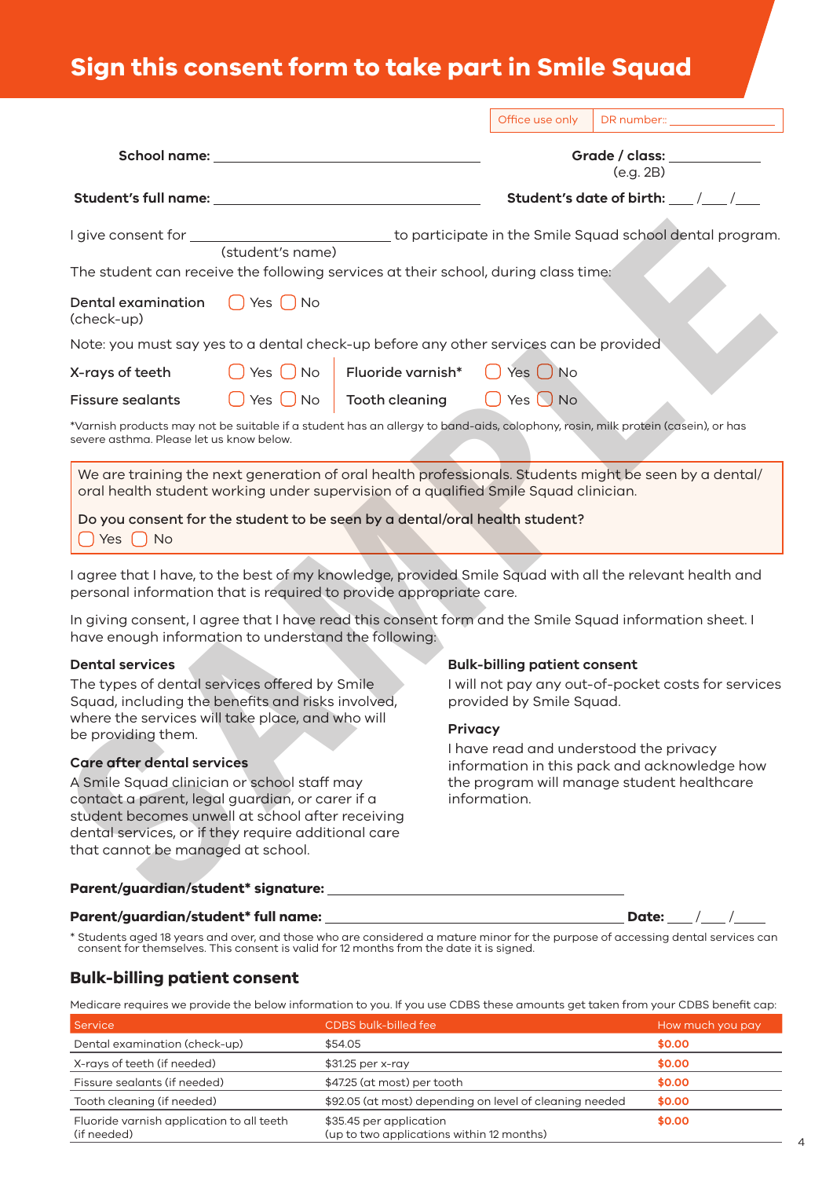# Sign this consent form to take part in Smile Squad

| Office use only | DR number:: ________________ |
|---|---|

**School name:** ______________________________ **Grade / class:** __________ (e.g. 2B)

**Student's full name:** ______________________________ **Student's date of birth:** ___ /___ /___

I give consent for ______________________ to participate in the Smile Squad school dental program.
(student's name)

The student can receive the following services at their school, during class time:

Dental examination (check-up) ◯ Yes ◯ No

Note: you must say yes to a dental check-up before any other services can be provided

X-rays of teeth ◯ Yes ◯ No | Fluoride varnish* ◯ Yes ◯ No

Fissure sealants ◯ Yes ◯ No | Tooth cleaning ◯ Yes ◯ No

*Varnish products may not be suitable if a student has an allergy to band-aids, colophony, rosin, milk protein (casein), or has severe asthma. Please let us know below.

We are training the next generation of oral health professionals. Students might be seen by a dental/oral health student working under supervision of a qualified Smile Squad clinician.

Do you consent for the student to be seen by a dental/oral health student?
◯ Yes ◯ No

I agree that I have, to the best of my knowledge, provided Smile Squad with all the relevant health and personal information that is required to provide appropriate care.

In giving consent, I agree that I have read this consent form and the Smile Squad information sheet. I have enough information to understand the following:

**Dental services**

The types of dental services offered by Smile Squad, including the benefits and risks involved, where the services will take place, and who will be providing them.

**Care after dental services**

A Smile Squad clinician or school staff may contact a parent, legal guardian, or carer if a student becomes unwell at school after receiving dental services, or if they require additional care that cannot be managed at school.

**Bulk-billing patient consent**

I will not pay any out-of-pocket costs for services provided by Smile Squad.

**Privacy**

I have read and understood the privacy information in this pack and acknowledge how the program will manage student healthcare information.

**Parent/guardian/student* signature:** ______________________________

**Parent/guardian/student* full name:** ______________________________ **Date:** ___ /___ /____

\* Students aged 18 years and over, and those who are considered a mature minor for the purpose of accessing dental services can consent for themselves. This consent is valid for 12 months from the date it is signed.

## Bulk-billing patient consent

Medicare requires we provide the below information to you. If you use CDBS these amounts get taken from your CDBS benefit cap:

| Service | CDBS bulk-billed fee | How much you pay |
|---|---|---|
| Dental examination (check-up) | $54.05 | **$0.00** |
| X-rays of teeth (if needed) | $31.25 per x-ray | **$0.00** |
| Fissure sealants (if needed) | $47.25 (at most) per tooth | **$0.00** |
| Tooth cleaning (if needed) | $92.05 (at most) depending on level of cleaning needed | **$0.00** |
| Fluoride varnish application to all teeth (if needed) | $35.45 per application (up to two applications within 12 months) | **$0.00** |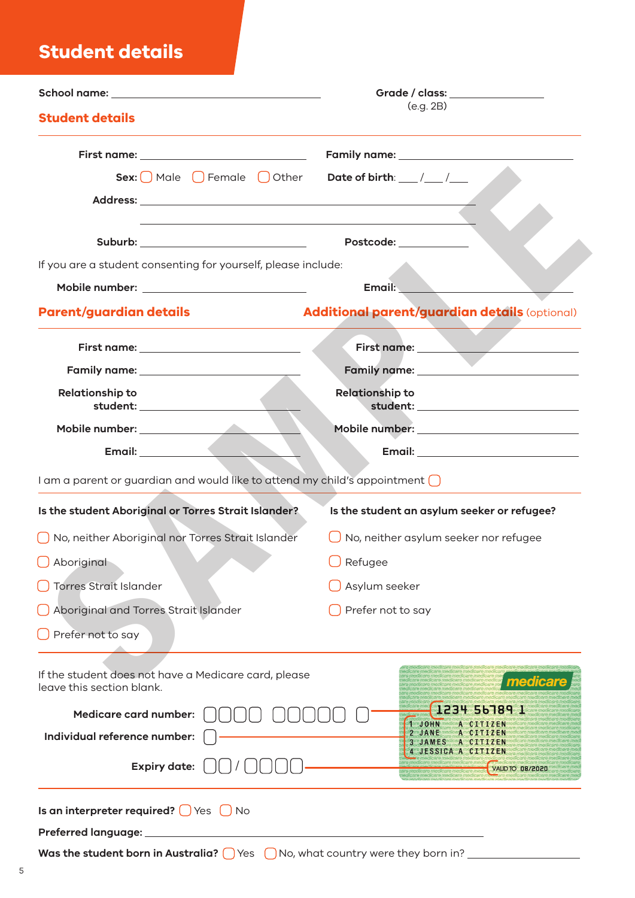# Student details

**School name:** ______________________ **Grade / class:** ____________ (e.g. 2B)

## Student details

**First name:** ______________________ **Family name:** ______________________

**Sex:** ☐ Male ☐ Female ☐ Other **Date of birth:** ___/___/___

**Address:** ______________________________________________

______________________________________________

**Suburb:** ______________________ **Postcode:** ____________

If you are a student consenting for yourself, please include:

**Mobile number:** ______________________ **Email:** ______________________

## Parent/guardian details

**First name:** ______________________

**Family name:** ______________________

**Relationship to student:** ______________________

**Mobile number:** ______________________

**Email:** ______________________

## Additional parent/guardian details (optional)

**First name:** ______________________

**Family name:** ______________________

**Relationship to student:** ______________________

**Mobile number:** ______________________

**Email:** ______________________

I am a parent or guardian and would like to attend my child's appointment ☐

**Is the student Aboriginal or Torres Strait Islander?**

- ☐ No, neither Aboriginal nor Torres Strait Islander
- ☐ Aboriginal
- ☐ Torres Strait Islander
- ☐ Aboriginal and Torres Strait Islander
- ☐ Prefer not to say

**Is the student an asylum seeker or refugee?**

- ☐ No, neither asylum seeker nor refugee
- ☐ Refugee
- ☐ Asylum seeker
- ☐ Prefer not to say

If the student does not have a Medicare card, please leave this section blank.

**Medicare card number:** ☐☐☐☐ ☐☐☐☐☐ ☐

**Individual reference number:** ☐

**Expiry date:** ☐☐ / ☐☐☐☐

medicare

1234 56789 1

1 JOHN A CITIZEN
2 JANE A CITIZEN
3 JAMES A CITIZEN
4 JESSICA A CITIZEN

VALID TO 08/2020

**Is an interpreter required?** ☐ Yes ☐ No

**Preferred language:** ______________________________________________

**Was the student born in Australia?** ☐ Yes ☐ No, what country were they born in? ______________________

SAMPLE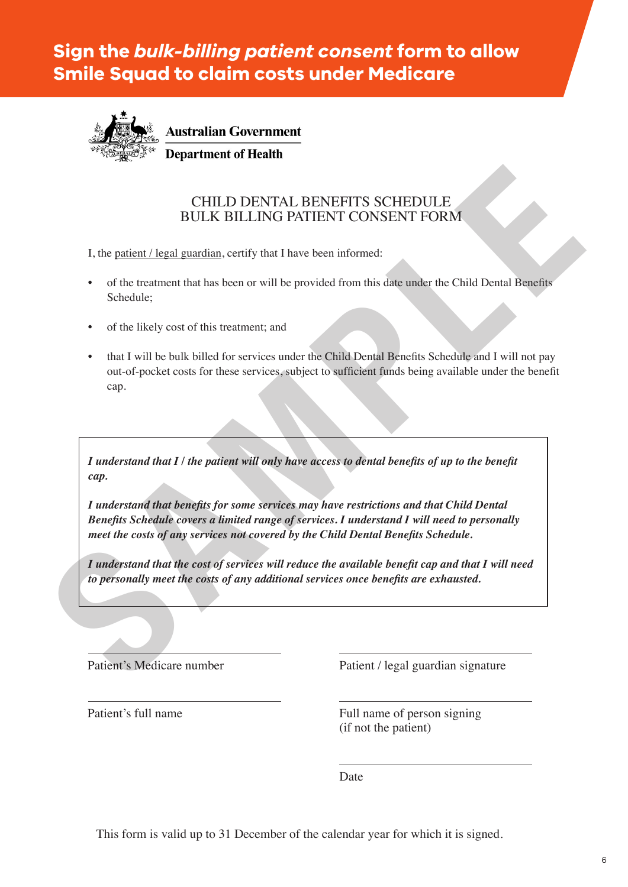# Sign the *bulk-billing patient consent* form to allow Smile Squad to claim costs under Medicare

**Australian Government**

**Department of Health**

CHILD DENTAL BENEFITS SCHEDULE
BULK BILLING PATIENT CONSENT FORM

I, the patient / legal guardian, certify that I have been informed:

- of the treatment that has been or will be provided from this date under the Child Dental Benefits Schedule;
- of the likely cost of this treatment; and
- that I will be bulk billed for services under the Child Dental Benefits Schedule and I will not pay out-of-pocket costs for these services, subject to sufficient funds being available under the benefit cap.

***I understand that I / the patient will only have access to dental benefits of up to the benefit cap.***

***I understand that benefits for some services may have restrictions and that Child Dental Benefits Schedule covers a limited range of services. I understand I will need to personally meet the costs of any services not covered by the Child Dental Benefits Schedule.***

***I understand that the cost of services will reduce the available benefit cap and that I will need to personally meet the costs of any additional services once benefits are exhausted.***

SAMPLE

Patient's Medicare number

Patient / legal guardian signature

Patient's full name

Full name of person signing (if not the patient)

Date

This form is valid up to 31 December of the calendar year for which it is signed.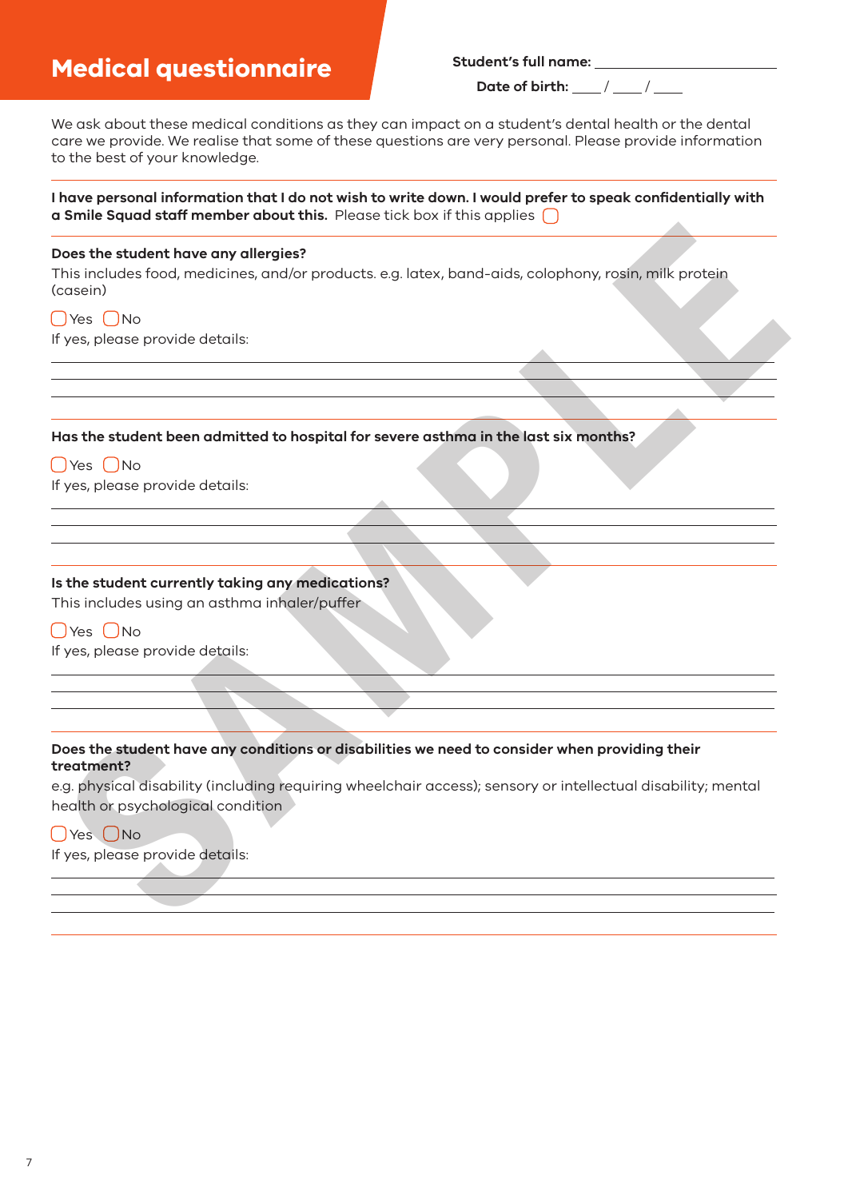# Medical questionnaire

**Student's full name:** ______________________

**Date of birth:** ____ / ____ / ____

We ask about these medical conditions as they can impact on a student's dental health or the dental care we provide. We realise that some of these questions are very personal. Please provide information to the best of your knowledge.

**I have personal information that I do not wish to write down. I would prefer to speak confidentially with a Smile Squad staff member about this.** Please tick box if this applies ☐

**Does the student have any allergies?**

This includes food, medicines, and/or products. e.g. latex, band-aids, colophony, rosin, milk protein (casein)

☐ Yes ☐ No

If yes, please provide details:

______________________________________________

______________________________________________

______________________________________________

**Has the student been admitted to hospital for severe asthma in the last six months?**

☐ Yes ☐ No

If yes, please provide details:

______________________________________________

______________________________________________

______________________________________________

**Is the student currently taking any medications?**

This includes using an asthma inhaler/puffer

☐ Yes ☐ No

If yes, please provide details:

______________________________________________

______________________________________________

______________________________________________

**Does the student have any conditions or disabilities we need to consider when providing their treatment?**

e.g. physical disability (including requiring wheelchair access); sensory or intellectual disability; mental health or psychological condition

☐ Yes ☐ No

If yes, please provide details:

______________________________________________

______________________________________________

______________________________________________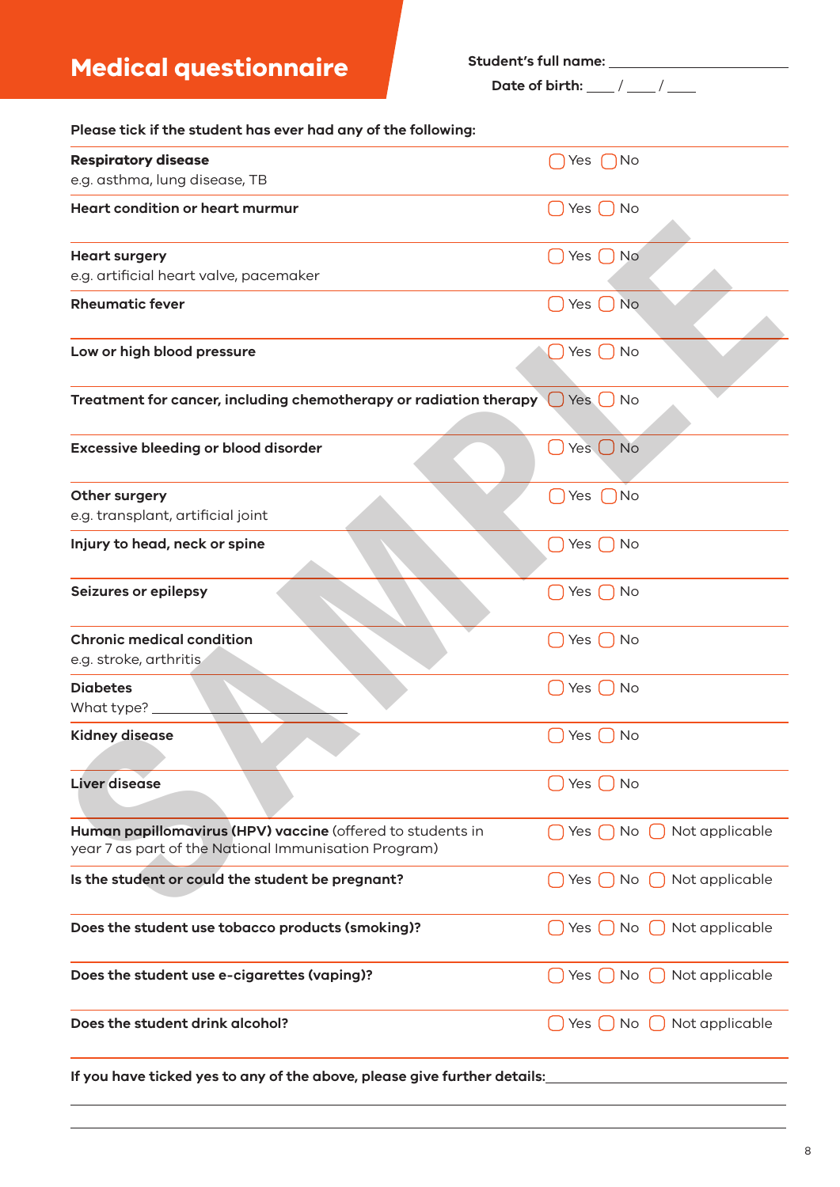# Medical questionnaire

**Student's full name:** ______________________

**Date of birth:** ____ / ____ / ____

**Please tick if the student has ever had any of the following:**

| | |
|---|---|
| **Respiratory disease**<br>e.g. asthma, lung disease, TB | ☐ Yes ☐ No |
| **Heart condition or heart murmur** | ☐ Yes ☐ No |
| **Heart surgery**<br>e.g. artificial heart valve, pacemaker | ☐ Yes ☐ No |
| **Rheumatic fever** | ☐ Yes ☐ No |
| **Low or high blood pressure** | ☐ Yes ☐ No |
| **Treatment for cancer, including chemotherapy or radiation therapy** | ☐ Yes ☐ No |
| **Excessive bleeding or blood disorder** | ☐ Yes ☐ No |
| **Other surgery**<br>e.g. transplant, artificial joint | ☐ Yes ☐ No |
| **Injury to head, neck or spine** | ☐ Yes ☐ No |
| **Seizures or epilepsy** | ☐ Yes ☐ No |
| **Chronic medical condition**<br>e.g. stroke, arthritis | ☐ Yes ☐ No |
| **Diabetes**<br>What type? ______________________ | ☐ Yes ☐ No |
| **Kidney disease** | ☐ Yes ☐ No |
| **Liver disease** | ☐ Yes ☐ No |
| **Human papillomavirus (HPV) vaccine** (offered to students in year 7 as part of the National Immunisation Program) | ☐ Yes ☐ No ☐ Not applicable |
| **Is the student or could the student be pregnant?** | ☐ Yes ☐ No ☐ Not applicable |
| **Does the student use tobacco products (smoking)?** | ☐ Yes ☐ No ☐ Not applicable |
| **Does the student use e-cigarettes (vaping)?** | ☐ Yes ☐ No ☐ Not applicable |
| **Does the student drink alcohol?** | ☐ Yes ☐ No ☐ Not applicable |

**If you have ticked yes to any of the above, please give further details:** ______________________

______________________________________________

______________________________________________

SAMPLE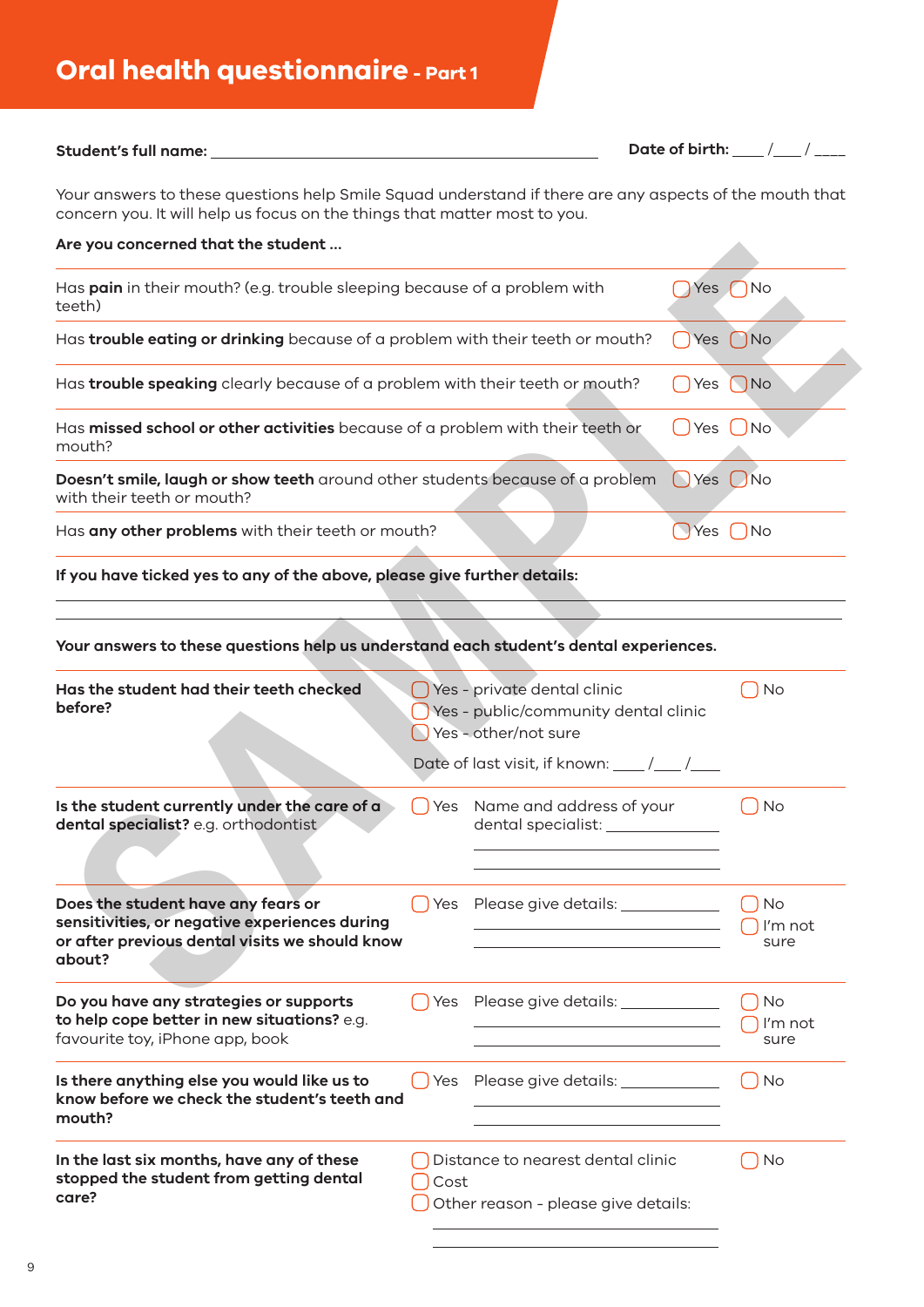# Oral health questionnaire - Part 1

**Student's full name:** ______________________________ **Date of birth:** ____ /___ / ____

Your answers to these questions help Smile Squad understand if there are any aspects of the mouth that concern you. It will help us focus on the things that matter most to you.

**Are you concerned that the student ...**

| | | |
|---|---|---|
| Has **pain** in their mouth? (e.g. trouble sleeping because of a problem with teeth) | ◯ Yes | ◯ No |
| Has **trouble eating or drinking** because of a problem with their teeth or mouth? | ◯ Yes | ◯ No |
| Has **trouble speaking** clearly because of a problem with their teeth or mouth? | ◯ Yes | ◯ No |
| Has **missed school or other activities** because of a problem with their teeth or mouth? | ◯ Yes | ◯ No |
| **Doesn't smile, laugh or show teeth** around other students because of a problem with their teeth or mouth? | ◯ Yes | ◯ No |
| Has **any other problems** with their teeth or mouth? | ◯ Yes | ◯ No |

**If you have ticked yes to any of the above, please give further details:**

______________________________

______________________________

**Your answers to these questions help us understand each student's dental experiences.**

| | | |
|---|---|---|
| **Has the student had their teeth checked before?** | ◯ Yes - private dental clinic<br>◯ Yes - public/community dental clinic<br>◯ Yes - other/not sure<br><br>Date of last visit, if known: ____ /___ /___ | ◯ No |
| **Is the student currently under the care of a dental specialist?** e.g. orthodontist | ◯ Yes Name and address of your dental specialist: ______________ | ◯ No |
| **Does the student have any fears or sensitivities, or negative experiences during or after previous dental visits we should know about?** | ◯ Yes Please give details: ______________ | ◯ No<br>◯ I'm not sure |
| **Do you have any strategies or supports to help cope better in new situations?** e.g. favourite toy, iPhone app, book | ◯ Yes Please give details: ______________ | ◯ No<br>◯ I'm not sure |
| **Is there anything else you would like us to know before we check the student's teeth and mouth?** | ◯ Yes Please give details: ______________ | ◯ No |
| **In the last six months, have any of these stopped the student from getting dental care?** | ◯ Distance to nearest dental clinic<br>◯ Cost<br>◯ Other reason - please give details: ______________ | ◯ No |

SAMPLE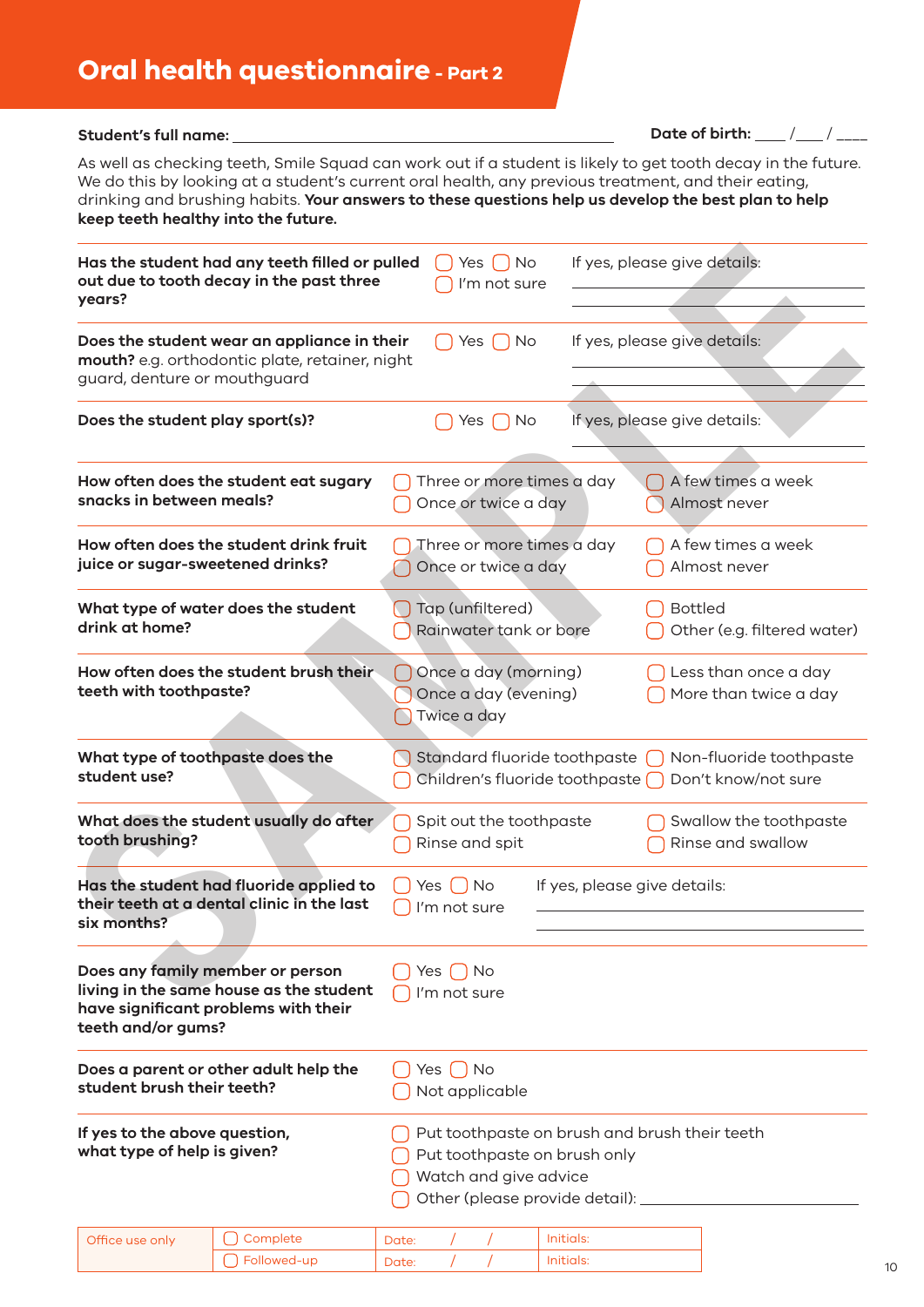# Oral health questionnaire - Part 2

**Student's full name:** ______________________________ **Date of birth:** ____ /____ / ____

As well as checking teeth, Smile Squad can work out if a student is likely to get tooth decay in the future. We do this by looking at a student's current oral health, any previous treatment, and their eating, drinking and brushing habits. **Your answers to these questions help us develop the best plan to help keep teeth healthy into the future.**

| Question | Options | |
|---|---|---|
| **Has the student had any teeth filled or pulled out due to tooth decay in the past three years?** | ▢ Yes ▢ No ▢ I'm not sure | If yes, please give details: ______________ |
| **Does the student wear an appliance in their mouth?** e.g. orthodontic plate, retainer, night guard, denture or mouthguard | ▢ Yes ▢ No | If yes, please give details: ______________ |
| **Does the student play sport(s)?** | ▢ Yes ▢ No | If yes, please give details: ______________ |
| **How often does the student eat sugary snacks in between meals?** | ▢ Three or more times a day<br>▢ Once or twice a day | ▢ A few times a week<br>▢ Almost never |
| **How often does the student drink fruit juice or sugar-sweetened drinks?** | ▢ Three or more times a day<br>▢ Once or twice a day | ▢ A few times a week<br>▢ Almost never |
| **What type of water does the student drink at home?** | ▢ Tap (unfiltered)<br>▢ Rainwater tank or bore | ▢ Bottled<br>▢ Other (e.g. filtered water) |
| **How often does the student brush their teeth with toothpaste?** | ▢ Once a day (morning)<br>▢ Once a day (evening)<br>▢ Twice a day | ▢ Less than once a day<br>▢ More than twice a day |
| **What type of toothpaste does the student use?** | ▢ Standard fluoride toothpaste<br>▢ Children's fluoride toothpaste | ▢ Non-fluoride toothpaste<br>▢ Don't know/not sure |
| **What does the student usually do after tooth brushing?** | ▢ Spit out the toothpaste<br>▢ Rinse and spit | ▢ Swallow the toothpaste<br>▢ Rinse and swallow |
| **Has the student had fluoride applied to their teeth at a dental clinic in the last six months?** | ▢ Yes ▢ No ▢ I'm not sure | If yes, please give details: ______________ |
| **Does any family member or person living in the same house as the student have significant problems with their teeth and/or gums?** | ▢ Yes ▢ No ▢ I'm not sure | |
| **Does a parent or other adult help the student brush their teeth?** | ▢ Yes ▢ No ▢ Not applicable | |
| **If yes to the above question, what type of help is given?** | ▢ Put toothpaste on brush and brush their teeth<br>▢ Put toothpaste on brush only<br>▢ Watch and give advice<br>▢ Other (please provide detail): ______________ | |

| Office use only | ▢ Complete | Date: / / | Initials: |
|---|---|---|---|
| | ▢ Followed-up | Date: / / | Initials: |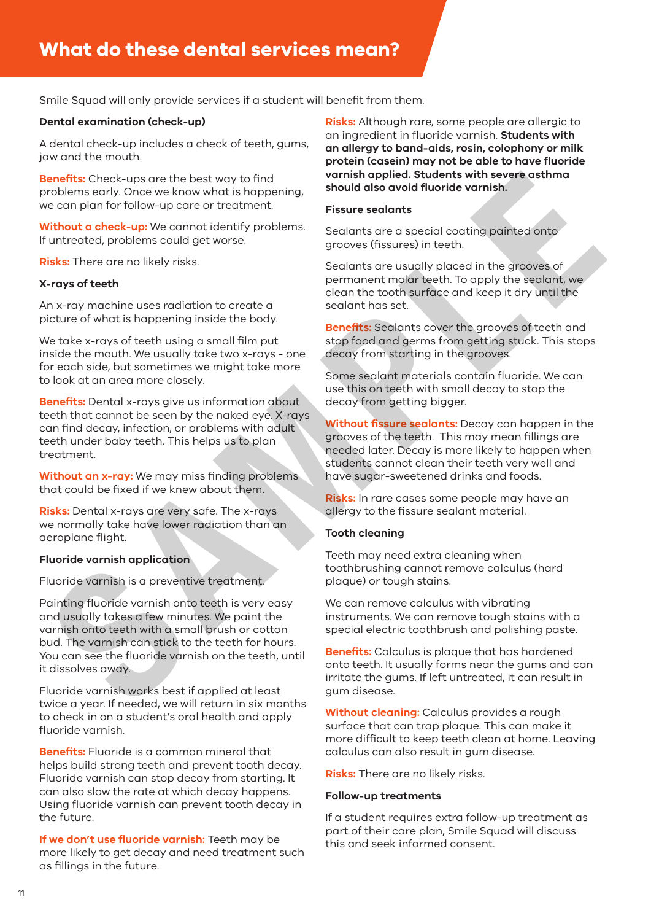# What do these dental services mean?

Smile Squad will only provide services if a student will benefit from them.

### Dental examination (check-up)

A dental check-up includes a check of teeth, gums, jaw and the mouth.

**Benefits:** Check-ups are the best way to find problems early. Once we know what is happening, we can plan for follow-up care or treatment.

**Without a check-up:** We cannot identify problems. If untreated, problems could get worse.

**Risks:** There are no likely risks.

### X-rays of teeth

An x-ray machine uses radiation to create a picture of what is happening inside the body.

We take x-rays of teeth using a small film put inside the mouth. We usually take two x-rays - one for each side, but sometimes we might take more to look at an area more closely.

**Benefits:** Dental x-rays give us information about teeth that cannot be seen by the naked eye. X-rays can find decay, infection, or problems with adult teeth under baby teeth. This helps us to plan treatment.

**Without an x-ray:** We may miss finding problems that could be fixed if we knew about them.

**Risks:** Dental x-rays are very safe. The x-rays we normally take have lower radiation than an aeroplane flight.

### Fluoride varnish application

Fluoride varnish is a preventive treatment.

Painting fluoride varnish onto teeth is very easy and usually takes a few minutes. We paint the varnish onto teeth with a small brush or cotton bud. The varnish can stick to the teeth for hours. You can see the fluoride varnish on the teeth, until it dissolves away.

Fluoride varnish works best if applied at least twice a year. If needed, we will return in six months to check in on a student's oral health and apply fluoride varnish.

**Benefits:** Fluoride is a common mineral that helps build strong teeth and prevent tooth decay. Fluoride varnish can stop decay from starting. It can also slow the rate at which decay happens. Using fluoride varnish can prevent tooth decay in the future.

**If we don't use fluoride varnish:** Teeth may be more likely to get decay and need treatment such as fillings in the future.

**Risks:** Although rare, some people are allergic to an ingredient in fluoride varnish. **Students with an allergy to band-aids, rosin, colophony or milk protein (casein) may not be able to have fluoride varnish applied. Students with severe asthma should also avoid fluoride varnish.**

### Fissure sealants

Sealants are a special coating painted onto grooves (fissures) in teeth.

Sealants are usually placed in the grooves of permanent molar teeth. To apply the sealant, we clean the tooth surface and keep it dry until the sealant has set.

**Benefits:** Sealants cover the grooves of teeth and stop food and germs from getting stuck. This stops decay from starting in the grooves.

Some sealant materials contain fluoride. We can use this on teeth with small decay to stop the decay from getting bigger.

**Without fissure sealants:** Decay can happen in the grooves of the teeth. This may mean fillings are needed later. Decay is more likely to happen when students cannot clean their teeth very well and have sugar-sweetened drinks and foods.

**Risks:** In rare cases some people may have an allergy to the fissure sealant material.

### Tooth cleaning

Teeth may need extra cleaning when toothbrushing cannot remove calculus (hard plaque) or tough stains.

We can remove calculus with vibrating instruments. We can remove tough stains with a special electric toothbrush and polishing paste.

**Benefits:** Calculus is plaque that has hardened onto teeth. It usually forms near the gums and can irritate the gums. If left untreated, it can result in gum disease.

**Without cleaning:** Calculus provides a rough surface that can trap plaque. This can make it more difficult to keep teeth clean at home. Leaving calculus can also result in gum disease.

**Risks:** There are no likely risks.

### Follow-up treatments

If a student requires extra follow-up treatment as part of their care plan, Smile Squad will discuss this and seek informed consent.